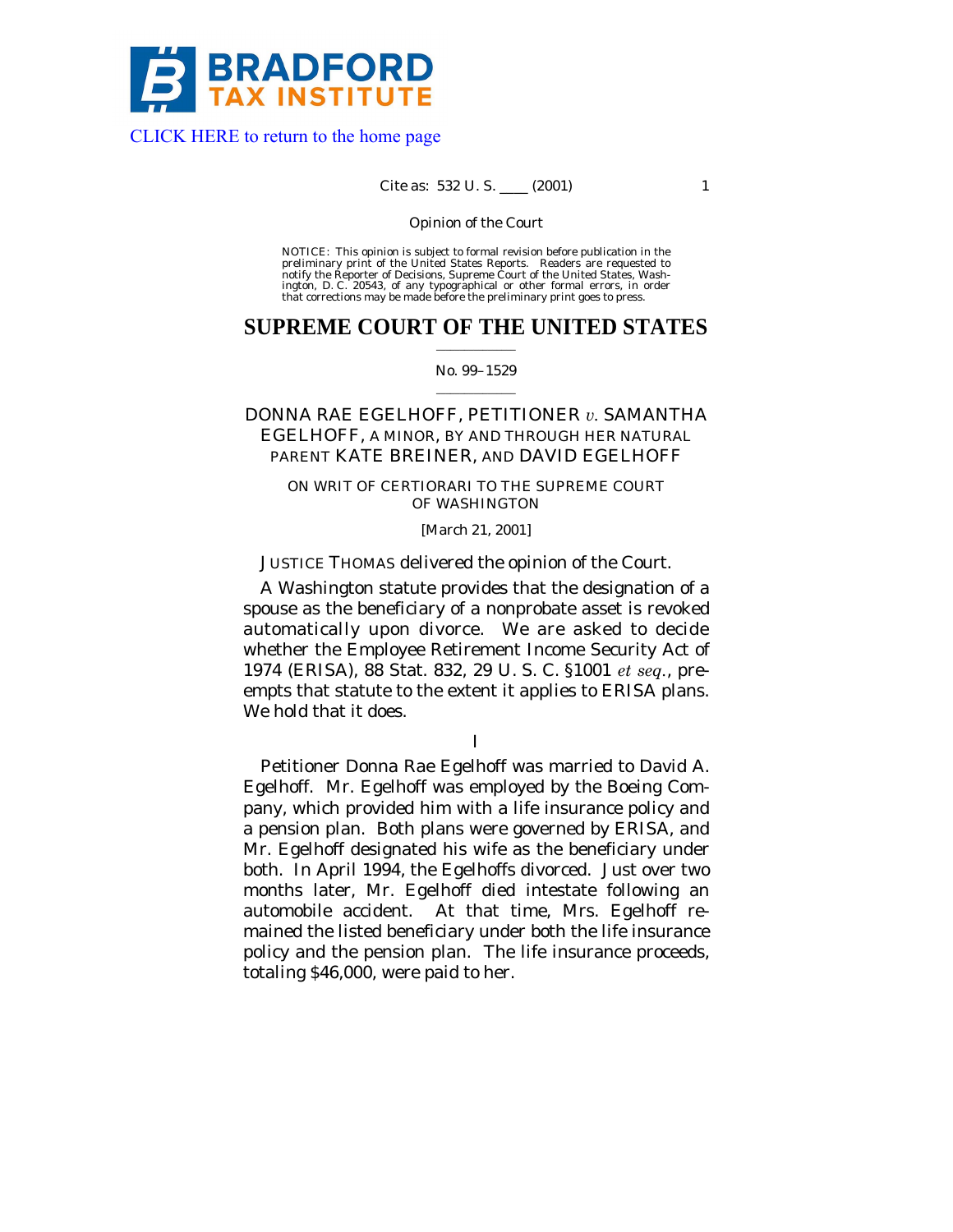BRADFORD TAX INSTITUTE

CLICK HERE to return to the home page

Cite as: 532 U. S. ____ (2001)

Opinion of the Court

NOTICE: This opinion is subject to formal revision before publication in the preliminary print of the United States Reports. Readers are requested to notify the Reporter of Decisions, Supreme Court of the United States, Washington, D. C. 20543, of any typographical or other formal errors, in order that corrections may be made before the preliminary print goes to press.

# SUPREME COURT OF THE UNITED STATES

No. 99–1529

DONNA RAE EGELHOFF, PETITIONER *v.* SAMANTHA EGELHOFF, A MINOR, BY AND THROUGH HER NATURAL PARENT KATE BREINER, AND DAVID EGELHOFF

ON WRIT OF CERTIORARI TO THE SUPREME COURT OF WASHINGTON

[March 21, 2001]

JUSTICE THOMAS delivered the opinion of the Court.

A Washington statute provides that the designation of a spouse as the beneficiary of a nonprobate asset is revoked automatically upon divorce. We are asked to decide whether the Employee Retirement Income Security Act of 1974 (ERISA), 88 Stat. 832, 29 U. S. C. §1001 *et seq.*, preempts that statute to the extent it applies to ERISA plans. We hold that it does.

I

Petitioner Donna Rae Egelhoff was married to David A. Egelhoff. Mr. Egelhoff was employed by the Boeing Company, which provided him with a life insurance policy and a pension plan. Both plans were governed by ERISA, and Mr. Egelhoff designated his wife as the beneficiary under both. In April 1994, the Egelhoffs divorced. Just over two months later, Mr. Egelhoff died intestate following an automobile accident. At that time, Mrs. Egelhoff remained the listed beneficiary under both the life insurance policy and the pension plan. The life insurance proceeds, totaling $46,000, were paid to her.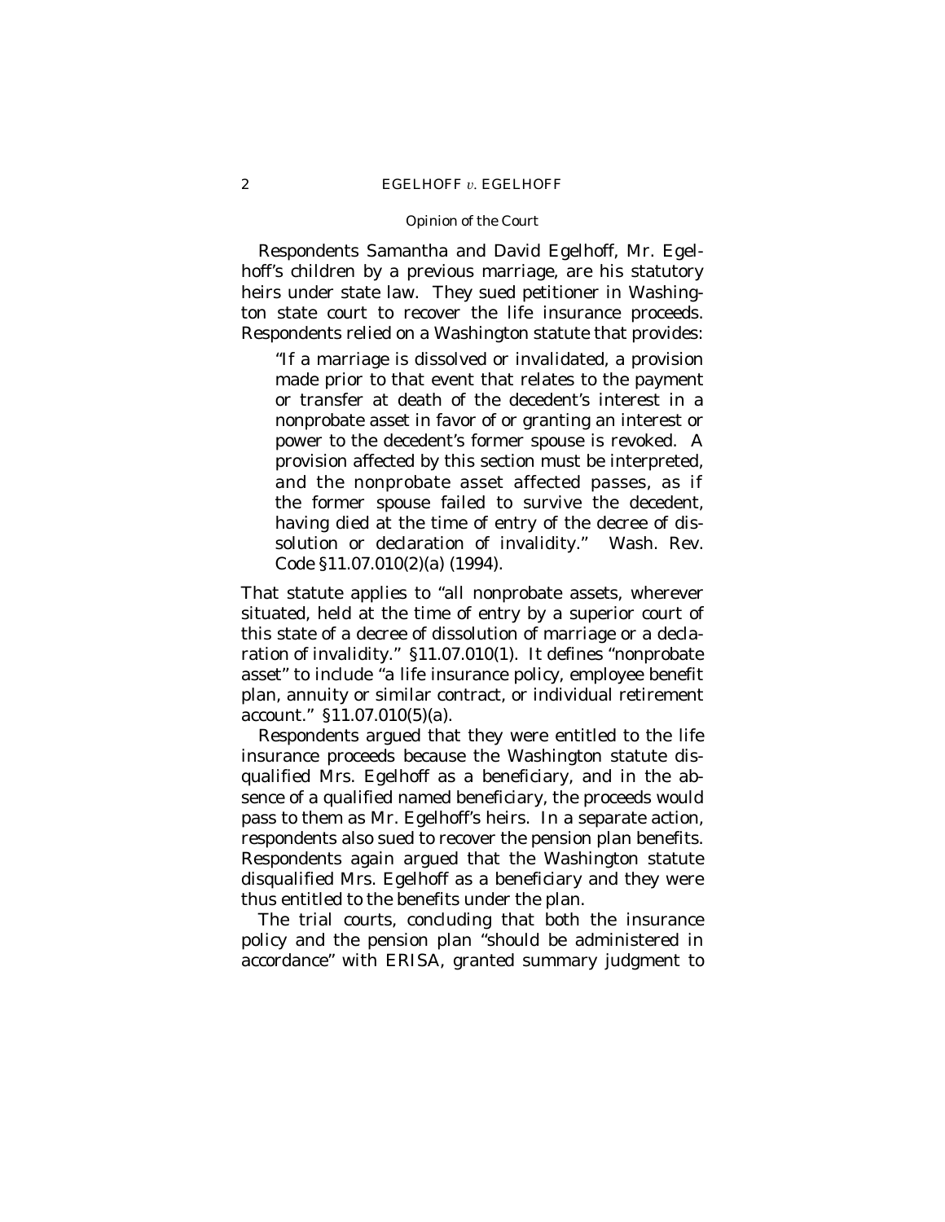Respondents Samantha and David Egelhoff, Mr. Egelhoff's children by a previous marriage, are his statutory heirs under state law. They sued petitioner in Washington state court to recover the life insurance proceeds. Respondents relied on a Washington statute that provides:

> "If a marriage is dissolved or invalidated, a provision made prior to that event that relates to the payment or transfer at death of the decedent's interest in a nonprobate asset in favor of or granting an interest or power to the decedent's former spouse is revoked. A provision affected by this section must be interpreted, and the nonprobate asset affected passes, as if the former spouse failed to survive the decedent, having died at the time of entry of the decree of dissolution or declaration of invalidity." Wash. Rev. Code §11.07.010(2)(a) (1994).

That statute applies to "all nonprobate assets, wherever situated, held at the time of entry by a superior court of this state of a decree of dissolution of marriage or a declaration of invalidity." §11.07.010(1). It defines "nonprobate asset" to include "a life insurance policy, employee benefit plan, annuity or similar contract, or individual retirement account." §11.07.010(5)(a).

Respondents argued that they were entitled to the life insurance proceeds because the Washington statute disqualified Mrs. Egelhoff as a beneficiary, and in the absence of a qualified named beneficiary, the proceeds would pass to them as Mr. Egelhoff's heirs. In a separate action, respondents also sued to recover the pension plan benefits. Respondents again argued that the Washington statute disqualified Mrs. Egelhoff as a beneficiary and they were thus entitled to the benefits under the plan.

The trial courts, concluding that both the insurance policy and the pension plan "should be administered in accordance" with ERISA, granted summary judgment to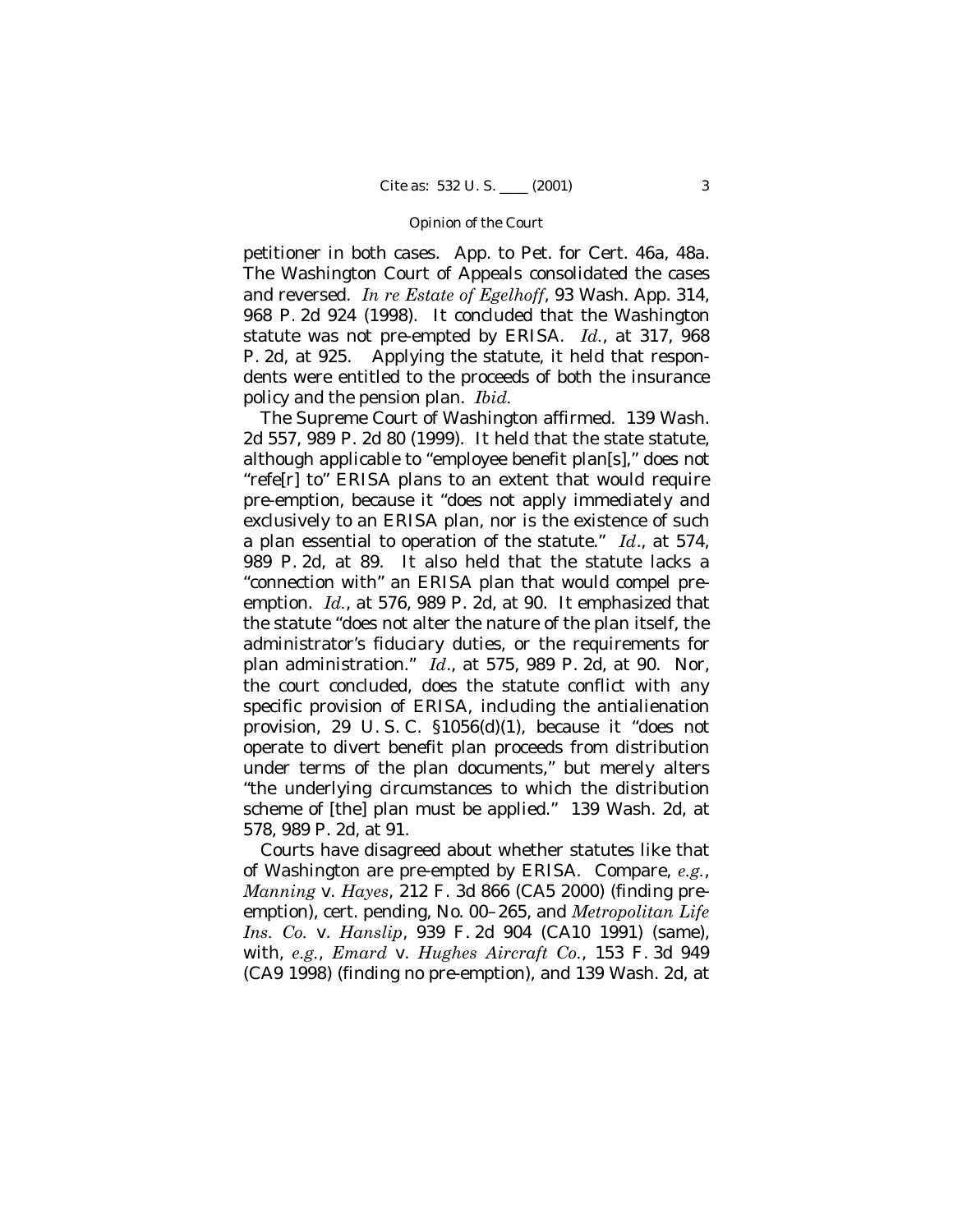petitioner in both cases. App. to Pet. for Cert. 46a, 48a. The Washington Court of Appeals consolidated the cases and reversed. *In re Estate of Egelhoff*, 93 Wash. App. 314, 968 P. 2d 924 (1998). It concluded that the Washington statute was not pre-empted by ERISA. *Id.*, at 317, 968 P. 2d, at 925. Applying the statute, it held that respondents were entitled to the proceeds of both the insurance policy and the pension plan. *Ibid.*

The Supreme Court of Washington affirmed. 139 Wash. 2d 557, 989 P. 2d 80 (1999). It held that the state statute, although applicable to "employee benefit plan[s]," does not "refe[r] to" ERISA plans to an extent that would require pre-emption, because it "does not apply immediately and exclusively to an ERISA plan, nor is the existence of such a plan essential to operation of the statute." *Id*., at 574, 989 P. 2d, at 89. It also held that the statute lacks a "connection with" an ERISA plan that would compel pre-emption. *Id.*, at 576, 989 P. 2d, at 90. It emphasized that the statute "does not alter the nature of the plan itself, the administrator's fiduciary duties, or the requirements for plan administration." *Id*., at 575, 989 P. 2d, at 90. Nor, the court concluded, does the statute conflict with any specific provision of ERISA, including the antialienation provision, 29 U. S. C. §1056(d)(1), because it "does not operate to divert benefit plan proceeds from distribution under terms of the plan documents," but merely alters "the underlying circumstances to which the distribution scheme of [the] plan must be applied." 139 Wash. 2d, at 578, 989 P. 2d, at 91.

Courts have disagreed about whether statutes like that of Washington are pre-empted by ERISA. Compare, *e.g.*, *Manning* v. *Hayes*, 212 F. 3d 866 (CA5 2000) (finding pre-emption), cert. pending, No. 00–265, and *Metropolitan Life Ins. Co.* v. *Hanslip*, 939 F. 2d 904 (CA10 1991) (same), with, *e.g.*, *Emard* v. *Hughes Aircraft Co.*, 153 F. 3d 949 (CA9 1998) (finding no pre-emption), and 139 Wash. 2d, at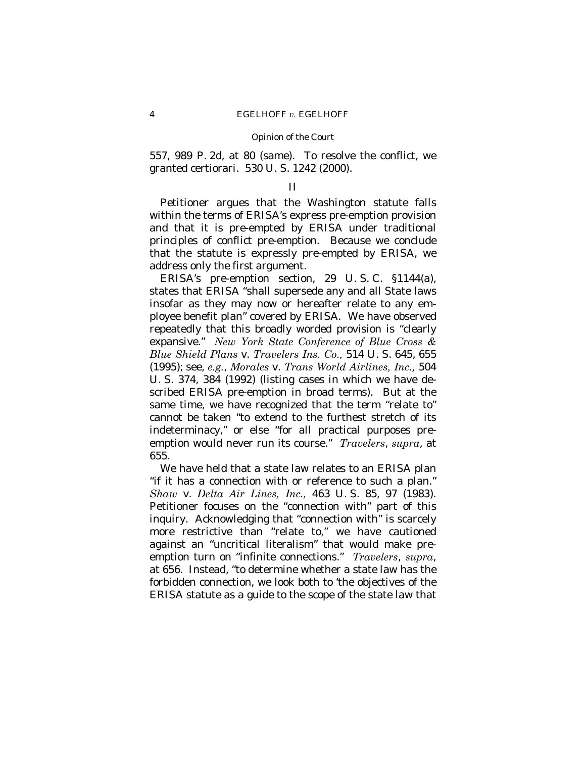557, 989 P. 2d, at 80 (same). To resolve the conflict, we granted certiorari. 530 U. S. 1242 (2000).

## II

Petitioner argues that the Washington statute falls within the terms of ERISA's express pre-emption provision and that it is pre-empted by ERISA under traditional principles of conflict pre-emption. Because we conclude that the statute is expressly pre-empted by ERISA, we address only the first argument.

ERISA's pre-emption section, 29 U. S. C. §1144(a), states that ERISA "shall supersede any and all State laws insofar as they may now or hereafter relate to any employee benefit plan" covered by ERISA. We have observed repeatedly that this broadly worded provision is "clearly expansive." *New York State Conference of Blue Cross & Blue Shield Plans* v. *Travelers Ins. Co.,* 514 U. S. 645, 655 (1995); see, *e.g.*, *Morales* v. *Trans World Airlines, Inc.,* 504 U. S. 374, 384 (1992) (listing cases in which we have described ERISA pre-emption in broad terms). But at the same time, we have recognized that the term "relate to" cannot be taken "to extend to the furthest stretch of its indeterminacy," or else "for all practical purposes pre-emption would never run its course." *Travelers*, *supra*, at 655.

We have held that a state law relates to an ERISA plan "if it has a connection with or reference to such a plan." *Shaw* v. *Delta Air Lines, Inc.,* 463 U. S. 85, 97 (1983). Petitioner focuses on the "connection with" part of this inquiry. Acknowledging that "connection with" is scarcely more restrictive than "relate to," we have cautioned against an "uncritical literalism" that would make pre-emption turn on "infinite connections." *Travelers*, *supra*, at 656. Instead, "to determine whether a state law has the forbidden connection, we look both to 'the objectives of the ERISA statute as a guide to the scope of the state law that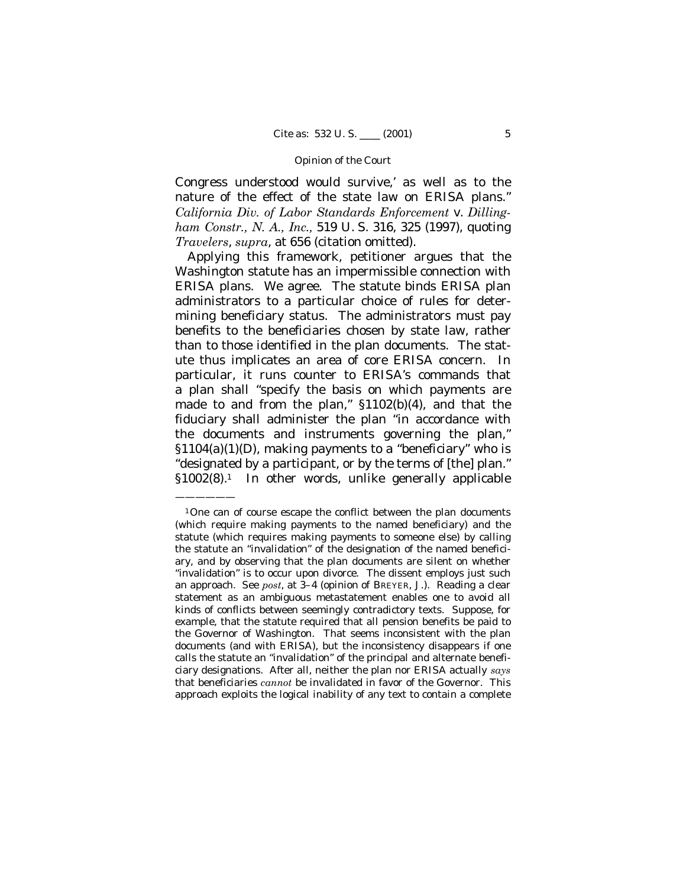Congress understood would survive,' as well as to the nature of the effect of the state law on ERISA plans." *California Div. of Labor Standards Enforcement* v. *Dillingham Constr., N. A., Inc.,* 519 U. S. 316, 325 (1997), quoting *Travelers*, *supra*, at 656 (citation omitted).

Applying this framework, petitioner argues that the Washington statute has an impermissible connection with ERISA plans. We agree. The statute binds ERISA plan administrators to a particular choice of rules for determining beneficiary status. The administrators must pay benefits to the beneficiaries chosen by state law, rather than to those identified in the plan documents. The statute thus implicates an area of core ERISA concern. In particular, it runs counter to ERISA's commands that a plan shall "specify the basis on which payments are made to and from the plan," §1102(b)(4), and that the fiduciary shall administer the plan "in accordance with the documents and instruments governing the plan," §1104(a)(1)(D), making payments to a "beneficiary" who is "designated by a participant, or by the terms of [the] plan." §1002(8).[1] In other words, unlike generally applicable

---

[1] One can of course escape the conflict between the plan documents (which require making payments to the named beneficiary) and the statute (which requires making payments to someone else) by calling the statute an "invalidation" of the designation of the named beneficiary, and by observing that the plan documents are silent on whether "invalidation" is to occur upon divorce. The dissent employs just such an approach. See *post*, at 3–4 (opinion of BREYER, J.). Reading a clear statement as an ambiguous metastatement enables one to avoid all kinds of conflicts between seemingly contradictory texts. Suppose, for example, that the statute required that all pension benefits be paid to the Governor of Washington. That seems inconsistent with the plan documents (and with ERISA), but the inconsistency disappears if one calls the statute an "invalidation" of the principal and alternate beneficiary designations. After all, neither the plan nor ERISA actually *says* that beneficiaries *cannot* be invalidated in favor of the Governor. This approach exploits the logical inability of any text to contain a complete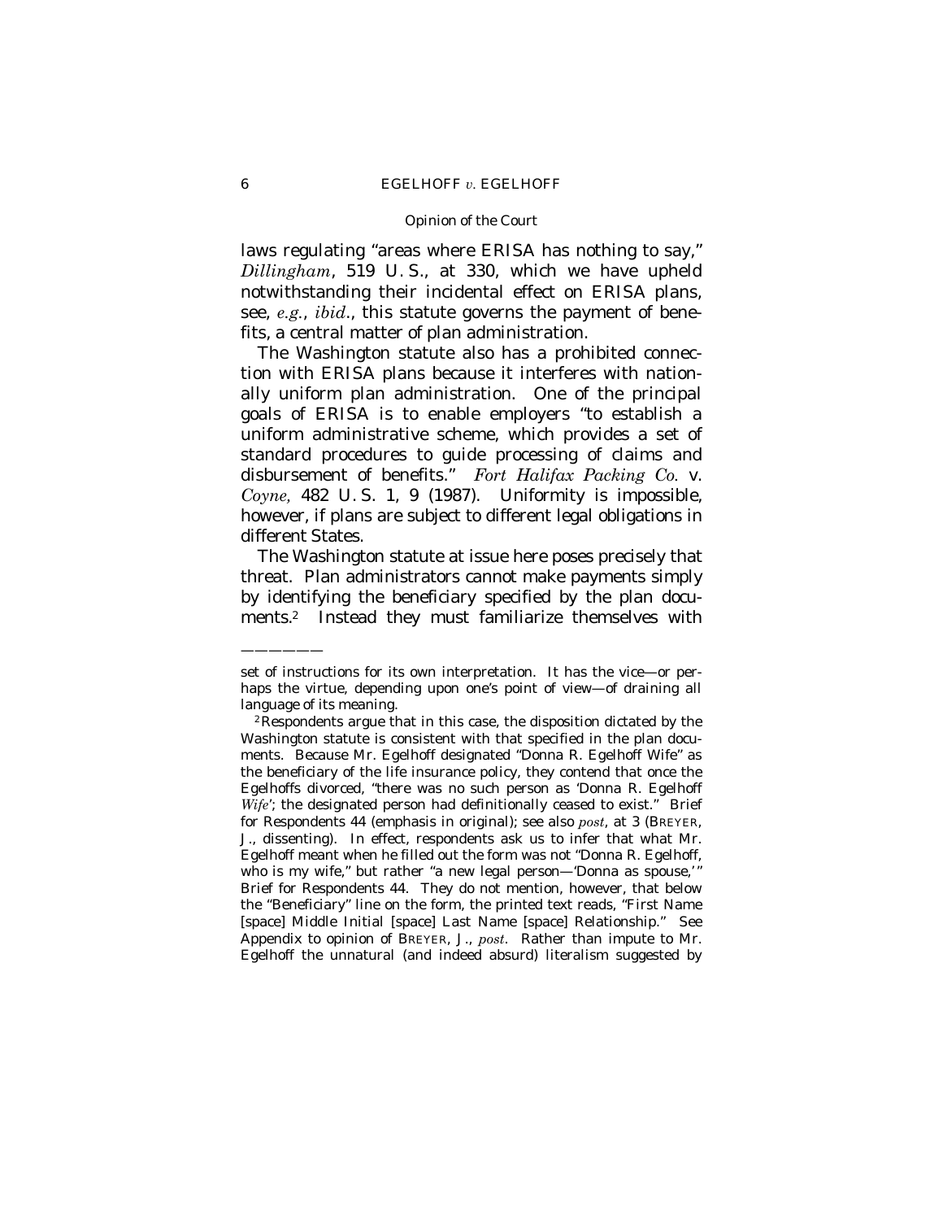laws regulating "areas where ERISA has nothing to say," *Dillingham*, 519 U. S., at 330, which we have upheld notwithstanding their incidental effect on ERISA plans, see, *e.g.*, *ibid.*, this statute governs the payment of benefits, a central matter of plan administration.

The Washington statute also has a prohibited connection with ERISA plans because it interferes with nationally uniform plan administration. One of the principal goals of ERISA is to enable employers "to establish a uniform administrative scheme, which provides a set of standard procedures to guide processing of claims and disbursement of benefits." *Fort Halifax Packing Co.* v. *Coyne,* 482 U. S. 1, 9 (1987). Uniformity is impossible, however, if plans are subject to different legal obligations in different States.

The Washington statute at issue here poses precisely that threat. Plan administrators cannot make payments simply by identifying the beneficiary specified by the plan documents.[2] Instead they must familiarize themselves with

---

set of instructions for its own interpretation. It has the vice—or perhaps the virtue, depending upon one's point of view—of draining all language of its meaning.

[2] Respondents argue that in this case, the disposition dictated by the Washington statute is consistent with that specified in the plan documents. Because Mr. Egelhoff designated "Donna R. Egelhoff Wife" as the beneficiary of the life insurance policy, they contend that once the Egelhoffs divorced, "there was no such person as 'Donna R. Egelhoff *Wife*'; the designated person had definitionally ceased to exist." Brief for Respondents 44 (emphasis in original); see also *post*, at 3 (BREYER, J., dissenting). In effect, respondents ask us to infer that what Mr. Egelhoff meant when he filled out the form was not "Donna R. Egelhoff, who is my wife," but rather "a new legal person—'Donna as spouse,'" Brief for Respondents 44. They do not mention, however, that below the "Beneficiary" line on the form, the printed text reads, "First Name [space] Middle Initial [space] Last Name [space] Relationship." See Appendix to opinion of BREYER, J., *post*. Rather than impute to Mr. Egelhoff the unnatural (and indeed absurd) literalism suggested by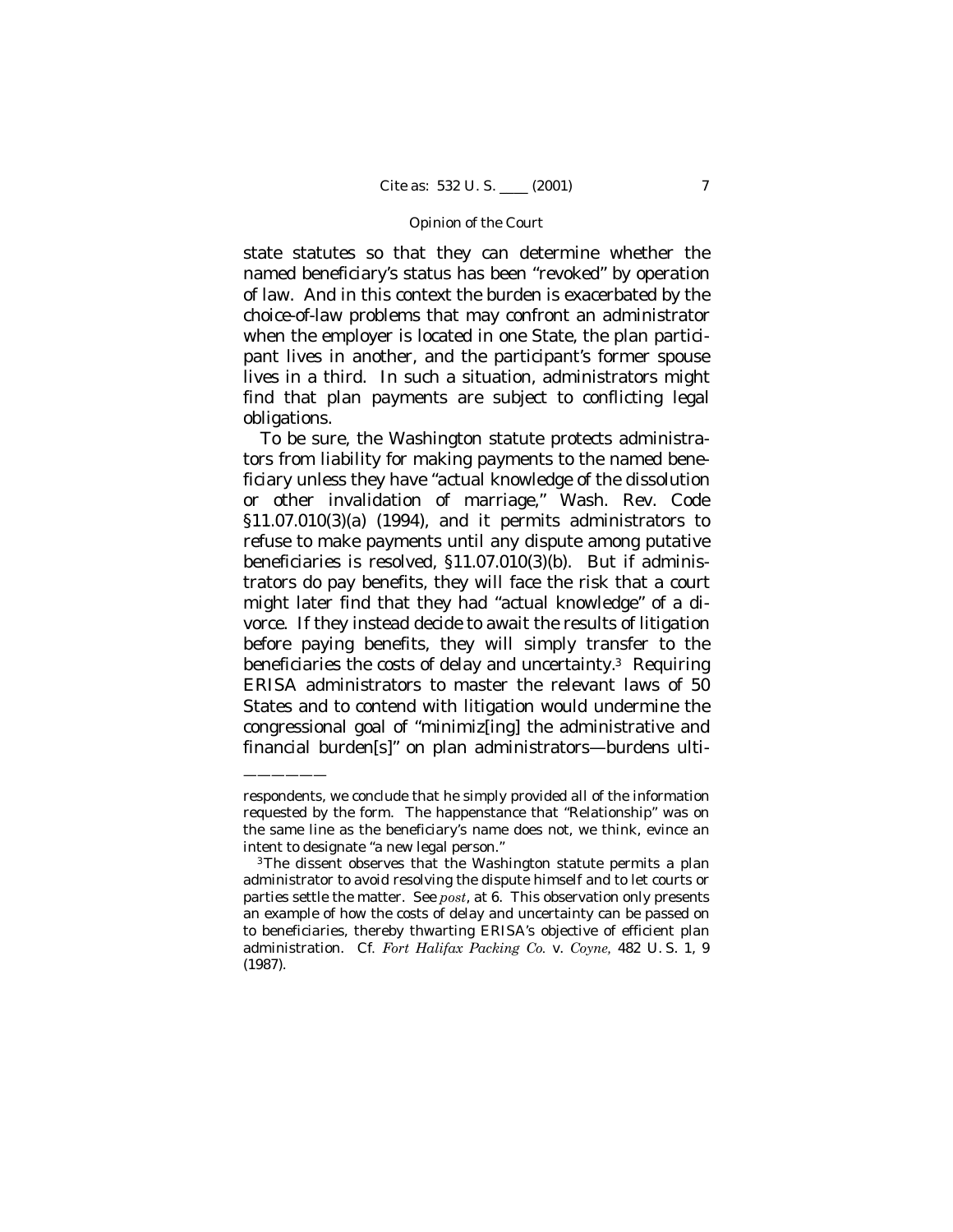state statutes so that they can determine whether the named beneficiary's status has been "revoked" by operation of law. And in this context the burden is exacerbated by the choice-of-law problems that may confront an administrator when the employer is located in one State, the plan participant lives in another, and the participant's former spouse lives in a third. In such a situation, administrators might find that plan payments are subject to conflicting legal obligations.

To be sure, the Washington statute protects administrators from liability for making payments to the named beneficiary unless they have "actual knowledge of the dissolution or other invalidation of marriage," Wash. Rev. Code §11.07.010(3)(a) (1994), and it permits administrators to refuse to make payments until any dispute among putative beneficiaries is resolved, §11.07.010(3)(b). But if administrators do pay benefits, they will face the risk that a court might later find that they had "actual knowledge" of a divorce. If they instead decide to await the results of litigation before paying benefits, they will simply transfer to the beneficiaries the costs of delay and uncertainty.[3] Requiring ERISA administrators to master the relevant laws of 50 States and to contend with litigation would undermine the congressional goal of "minimiz[ing] the administrative and financial burden[s]" on plan administrators—burdens ulti-

---

respondents, we conclude that he simply provided all of the information requested by the form. The happenstance that "Relationship" was on the same line as the beneficiary's name does not, we think, evince an intent to designate "a new legal person."

[3] The dissent observes that the Washington statute permits a plan administrator to avoid resolving the dispute himself and to let courts or parties settle the matter. See *post*, at 6. This observation only presents an example of how the costs of delay and uncertainty can be passed on to beneficiaries, thereby thwarting ERISA's objective of efficient plan administration. Cf. *Fort Halifax Packing Co.* v. *Coyne*, 482 U. S. 1, 9 (1987).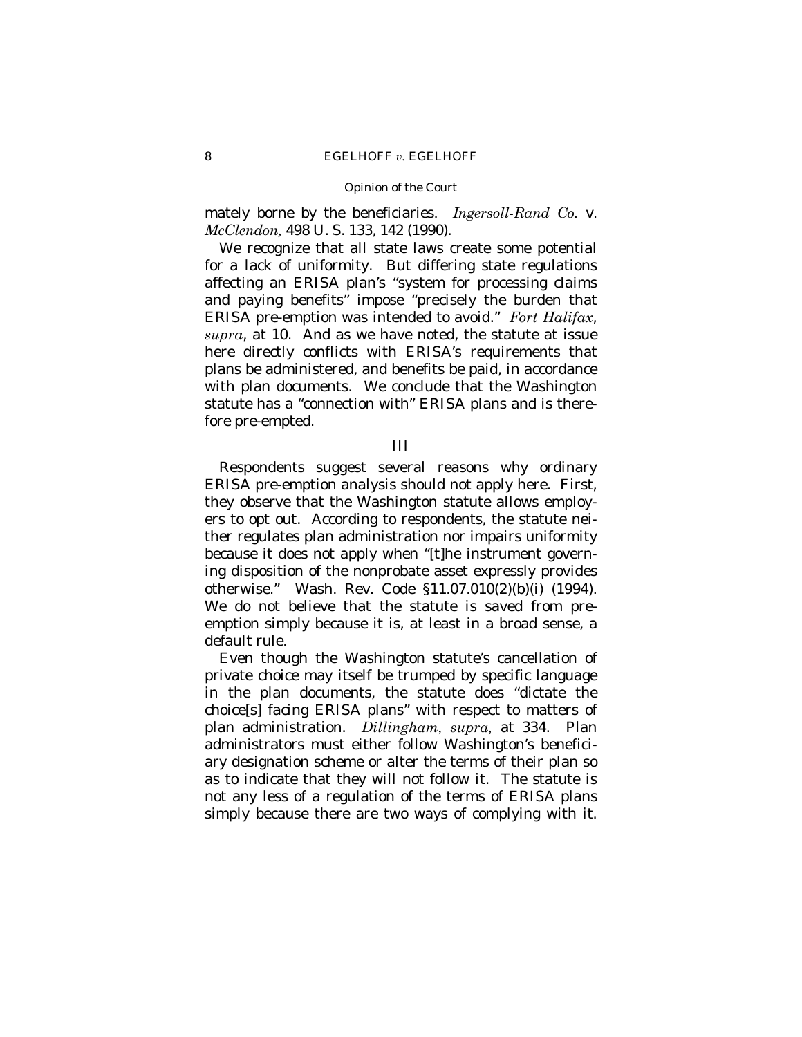mately borne by the beneficiaries. *Ingersoll-Rand Co.* v. *McClendon,* 498 U. S. 133, 142 (1990).

We recognize that all state laws create some potential for a lack of uniformity. But differing state regulations affecting an ERISA plan's "system for processing claims and paying benefits" impose "precisely the burden that ERISA pre-emption was intended to avoid." *Fort Halifax*, *supra*, at 10. And as we have noted, the statute at issue here directly conflicts with ERISA's requirements that plans be administered, and benefits be paid, in accordance with plan documents. We conclude that the Washington statute has a "connection with" ERISA plans and is therefore pre-empted.

III

Respondents suggest several reasons why ordinary ERISA pre-emption analysis should not apply here. First, they observe that the Washington statute allows employers to opt out. According to respondents, the statute neither regulates plan administration nor impairs uniformity because it does not apply when "[t]he instrument governing disposition of the nonprobate asset expressly provides otherwise." Wash. Rev. Code §11.07.010(2)(b)(i) (1994). We do not believe that the statute is saved from pre-emption simply because it is, at least in a broad sense, a default rule.

Even though the Washington statute's cancellation of private choice may itself be trumped by specific language in the plan documents, the statute does "dictate the choice[s] facing ERISA plans" with respect to matters of plan administration. *Dillingham, supra,* at 334. Plan administrators must either follow Washington's beneficiary designation scheme or alter the terms of their plan so as to indicate that they will not follow it. The statute is not any less of a regulation of the terms of ERISA plans simply because there are two ways of complying with it.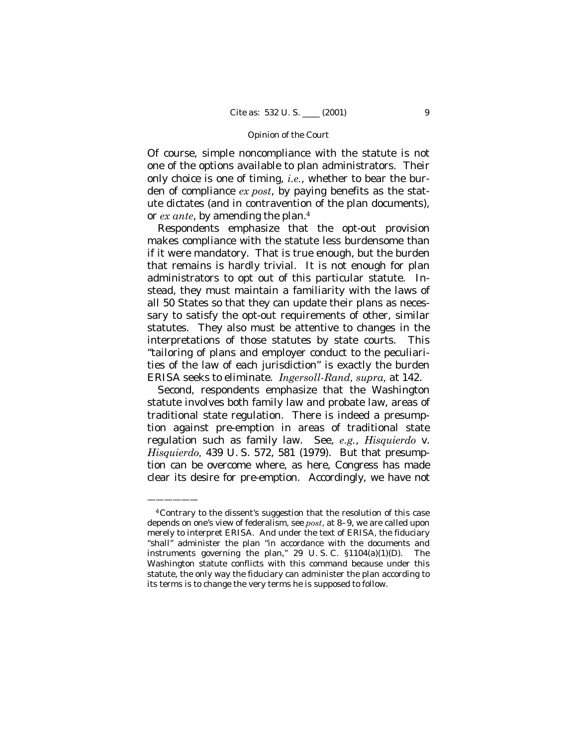Of course, simple noncompliance with the statute is not one of the options available to plan administrators. Their only choice is one of timing, *i.e.*, whether to bear the burden of compliance *ex post*, by paying benefits as the statute dictates (and in contravention of the plan documents), or *ex ante*, by amending the plan.[4]

Respondents emphasize that the opt-out provision makes compliance with the statute less burdensome than if it were mandatory. That is true enough, but the burden that remains is hardly trivial. It is not enough for plan administrators to opt out of this particular statute. Instead, they must maintain a familiarity with the laws of all 50 States so that they can update their plans as necessary to satisfy the opt-out requirements of other, similar statutes. They also must be attentive to changes in the interpretations of those statutes by state courts. This "tailoring of plans and employer conduct to the peculiarities of the law of each jurisdiction" is exactly the burden ERISA seeks to eliminate. *Ingersoll-Rand*, *supra*, at 142.

Second, respondents emphasize that the Washington statute involves both family law and probate law, areas of traditional state regulation. There is indeed a presumption against pre-emption in areas of traditional state regulation such as family law. See, *e.g.*, *Hisquierdo* v. *Hisquierdo*, 439 U. S. 572, 581 (1979). But that presumption can be overcome where, as here, Congress has made clear its desire for pre-emption. Accordingly, we have not

---

[4] Contrary to the dissent's suggestion that the resolution of this case depends on one's view of federalism, see *post*, at 8–9, we are called upon merely to interpret ERISA. And under the text of ERISA, the fiduciary "shall" administer the plan "in accordance with the documents and instruments governing the plan," 29 U. S. C. §1104(a)(1)(D). The Washington statute conflicts with this command because under this statute, the only way the fiduciary can administer the plan according to its terms is to change the very terms he is supposed to follow.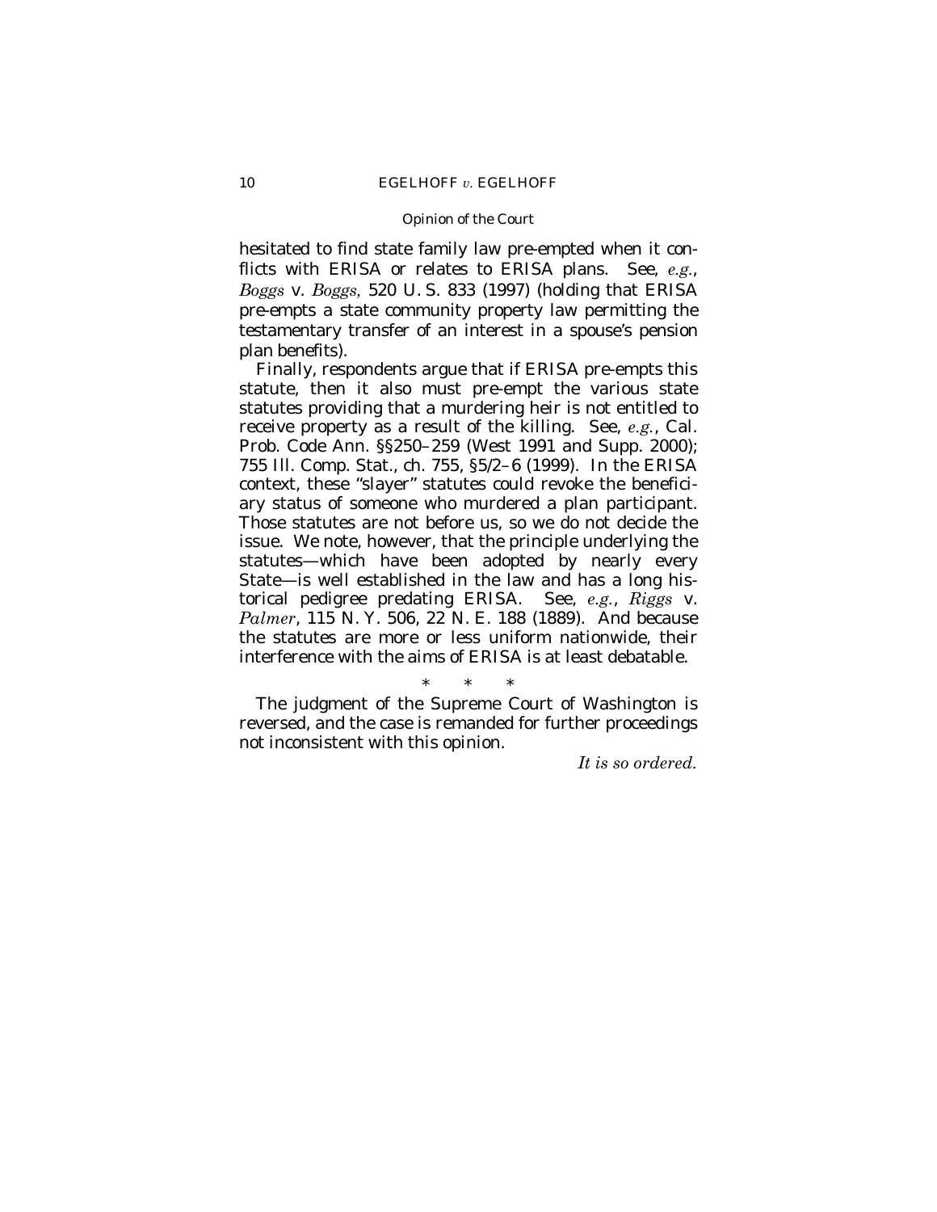hesitated to find state family law pre-empted when it conflicts with ERISA or relates to ERISA plans. See, *e.g.*, *Boggs* v. *Boggs,* 520 U. S. 833 (1997) (holding that ERISA pre-empts a state community property law permitting the testamentary transfer of an interest in a spouse's pension plan benefits).

Finally, respondents argue that if ERISA pre-empts this statute, then it also must pre-empt the various state statutes providing that a murdering heir is not entitled to receive property as a result of the killing. See, *e.g.*, Cal. Prob. Code Ann. §§250–259 (West 1991 and Supp. 2000); 755 Ill. Comp. Stat., ch. 755, §5/2–6 (1999). In the ERISA context, these "slayer" statutes could revoke the beneficiary status of someone who murdered a plan participant. Those statutes are not before us, so we do not decide the issue. We note, however, that the principle underlying the statutes—which have been adopted by nearly every State—is well established in the law and has a long historical pedigree predating ERISA. See, *e.g.*, *Riggs* v. *Palmer*, 115 N. Y. 506, 22 N. E. 188 (1889). And because the statutes are more or less uniform nationwide, their interference with the aims of ERISA is at least debatable.

\* \* \*

The judgment of the Supreme Court of Washington is reversed, and the case is remanded for further proceedings not inconsistent with this opinion.

*It is so ordered.*